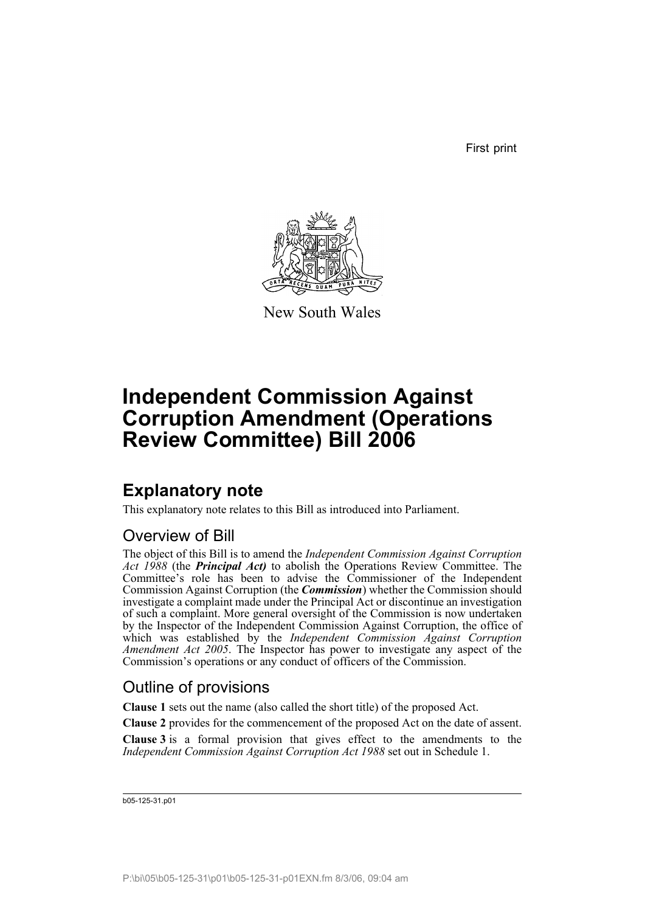First print

New South Wales

# Independent Commission Against Corruption Amendment (Operations Review Committee) Bill 2006

## Explanatory note

This explanatory note relates to this Bill as introduced into Parliament.

### Overview of Bill

The object of this Bill is to amend the *Independent Commission Against Corruption Act 1988* (the ***Principal Act)*** to abolish the Operations Review Committee. The Committee's role has been to advise the Commissioner of the Independent Commission Against Corruption (the ***Commission***) whether the Commission should investigate a complaint made under the Principal Act or discontinue an investigation of such a complaint. More general oversight of the Commission is now undertaken by the Inspector of the Independent Commission Against Corruption, the office of which was established by the *Independent Commission Against Corruption Amendment Act 2005*. The Inspector has power to investigate any aspect of the Commission's operations or any conduct of officers of the Commission.

### Outline of provisions

**Clause 1** sets out the name (also called the short title) of the proposed Act.

**Clause 2** provides for the commencement of the proposed Act on the date of assent.

**Clause 3** is a formal provision that gives effect to the amendments to the *Independent Commission Against Corruption Act 1988* set out in Schedule 1.

b05-125-31.p01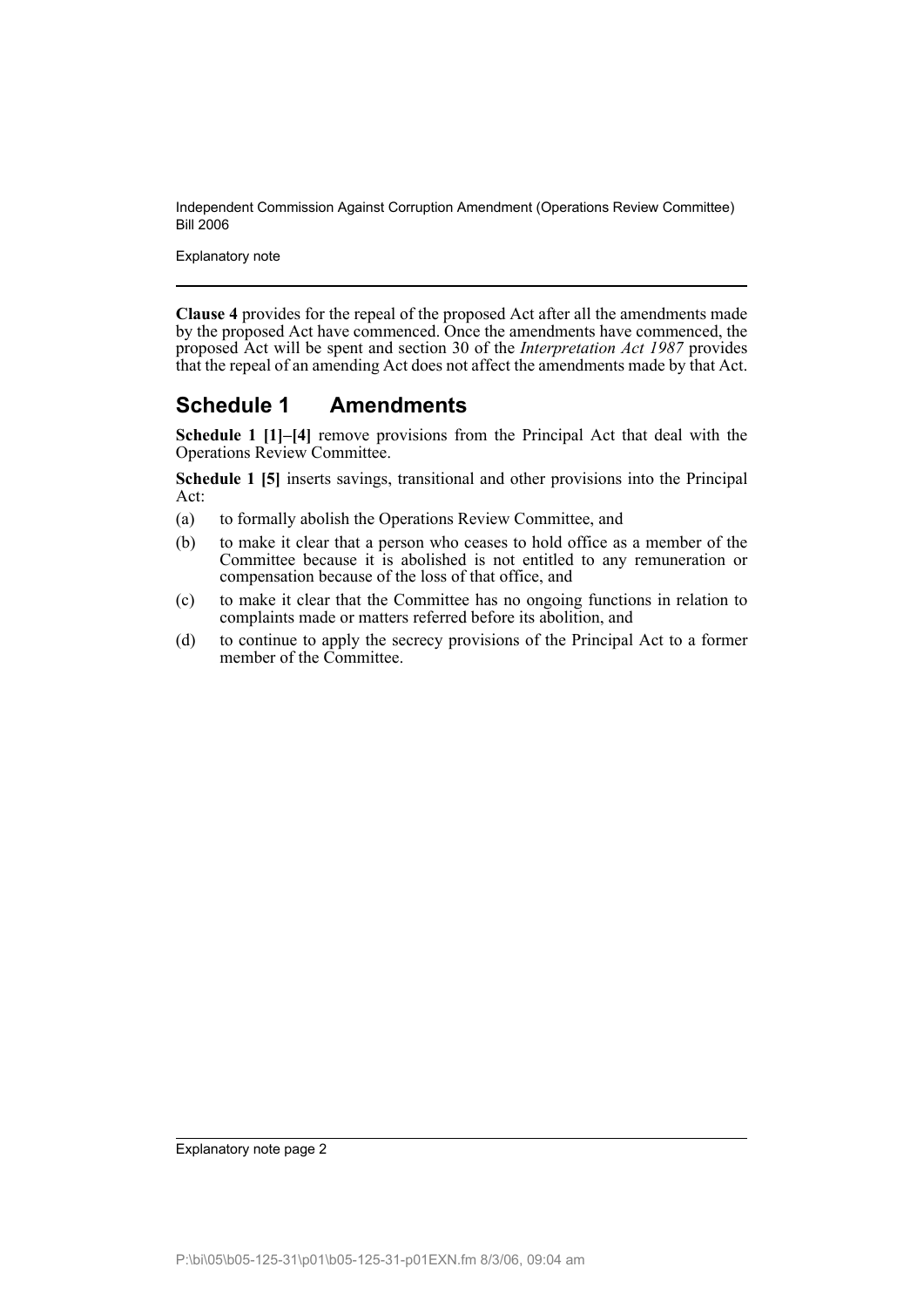**Clause 4** provides for the repeal of the proposed Act after all the amendments made by the proposed Act have commenced. Once the amendments have commenced, the proposed Act will be spent and section 30 of the *Interpretation Act 1987* provides that the repeal of an amending Act does not affect the amendments made by that Act.

## Schedule 1 Amendments

**Schedule 1 [1]–[4]** remove provisions from the Principal Act that deal with the Operations Review Committee.

**Schedule 1 [5]** inserts savings, transitional and other provisions into the Principal Act:

(a) to formally abolish the Operations Review Committee, and

(b) to make it clear that a person who ceases to hold office as a member of the Committee because it is abolished is not entitled to any remuneration or compensation because of the loss of that office, and

(c) to make it clear that the Committee has no ongoing functions in relation to complaints made or matters referred before its abolition, and

(d) to continue to apply the secrecy provisions of the Principal Act to a former member of the Committee.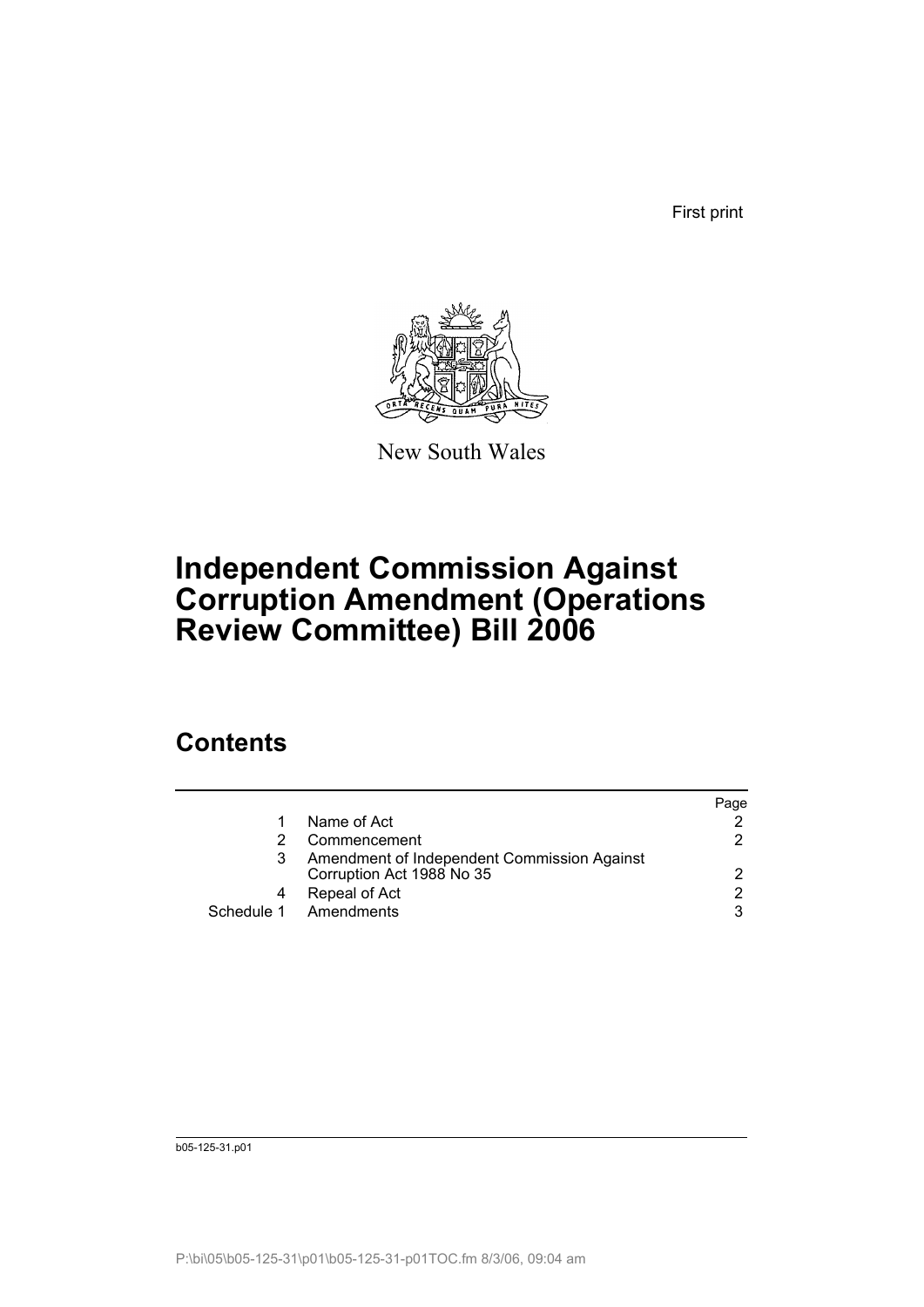First print

New South Wales

# Independent Commission Against Corruption Amendment (Operations Review Committee) Bill 2006

## Contents

| | | Page |
|---|---|---|
| 1 | Name of Act | 2 |
| 2 | Commencement | 2 |
| 3 | Amendment of Independent Commission Against Corruption Act 1988 No 35 | 2 |
| 4 | Repeal of Act | 2 |
| Schedule 1 | Amendments | 3 |

b05-125-31.p01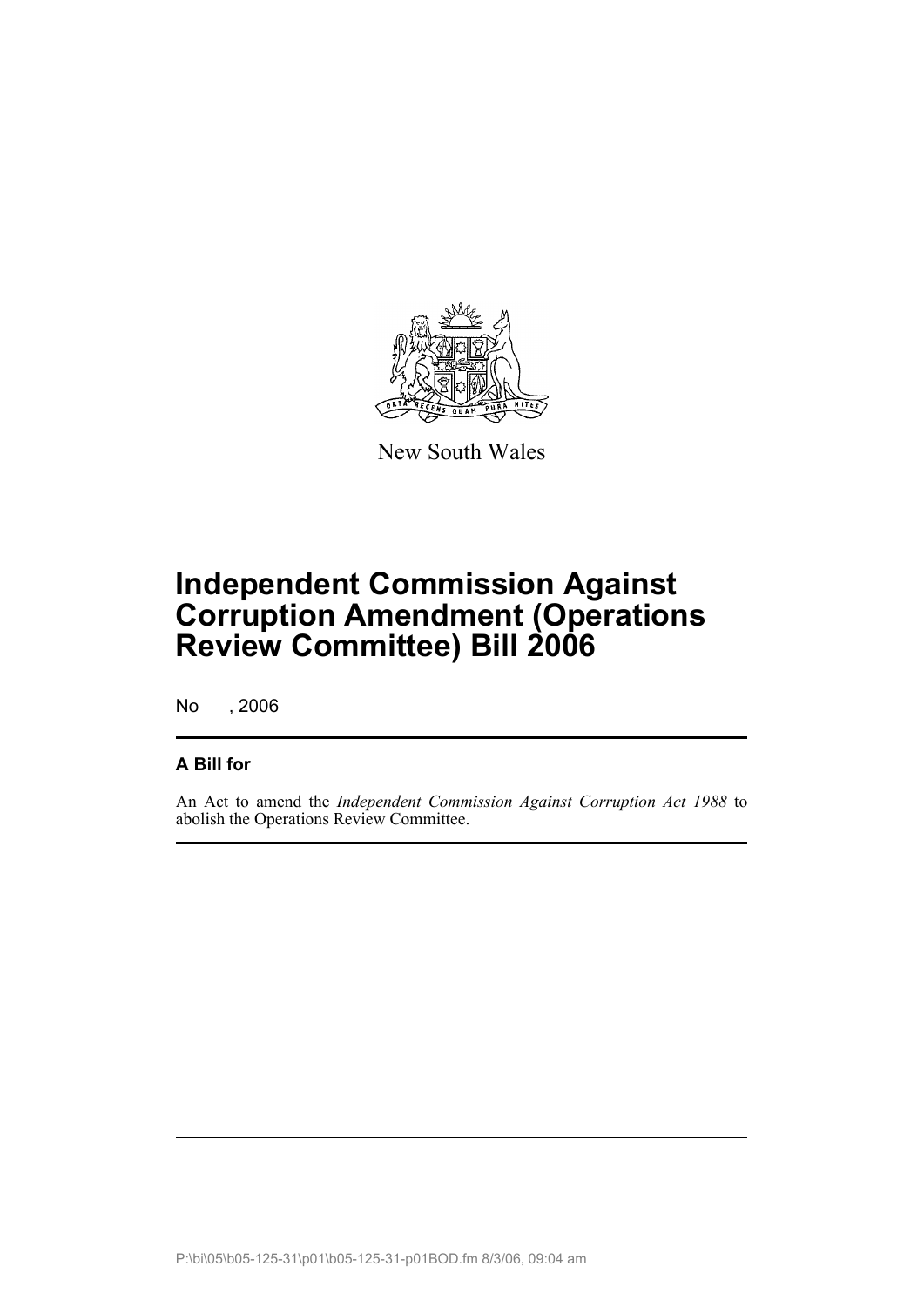New South Wales

# Independent Commission Against Corruption Amendment (Operations Review Committee) Bill 2006

No , 2006

## A Bill for

An Act to amend the *Independent Commission Against Corruption Act 1988* to abolish the Operations Review Committee.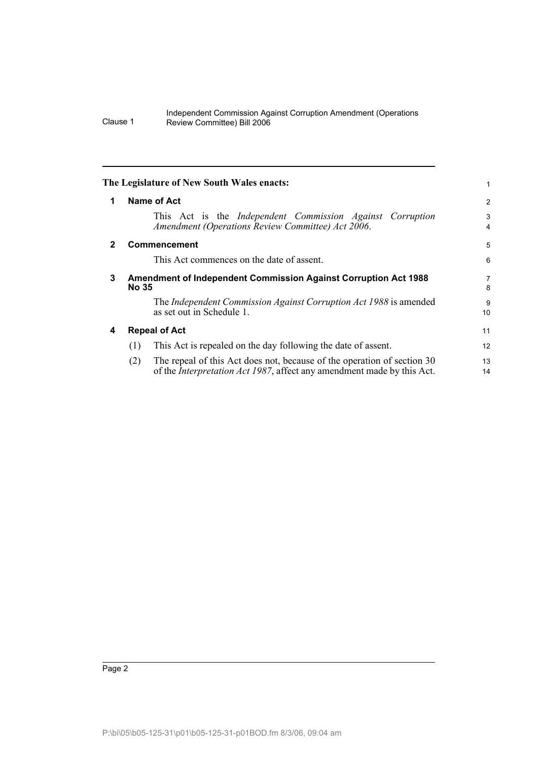**The Legislature of New South Wales enacts:**

## 1 Name of Act

This Act is the *Independent Commission Against Corruption Amendment (Operations Review Committee) Act 2006*.

## 2 Commencement

This Act commences on the date of assent.

## 3 Amendment of Independent Commission Against Corruption Act 1988 No 35

The *Independent Commission Against Corruption Act 1988* is amended as set out in Schedule 1.

## 4 Repeal of Act

(1) This Act is repealed on the day following the date of assent.

(2) The repeal of this Act does not, because of the operation of section 30 of the *Interpretation Act 1987*, affect any amendment made by this Act.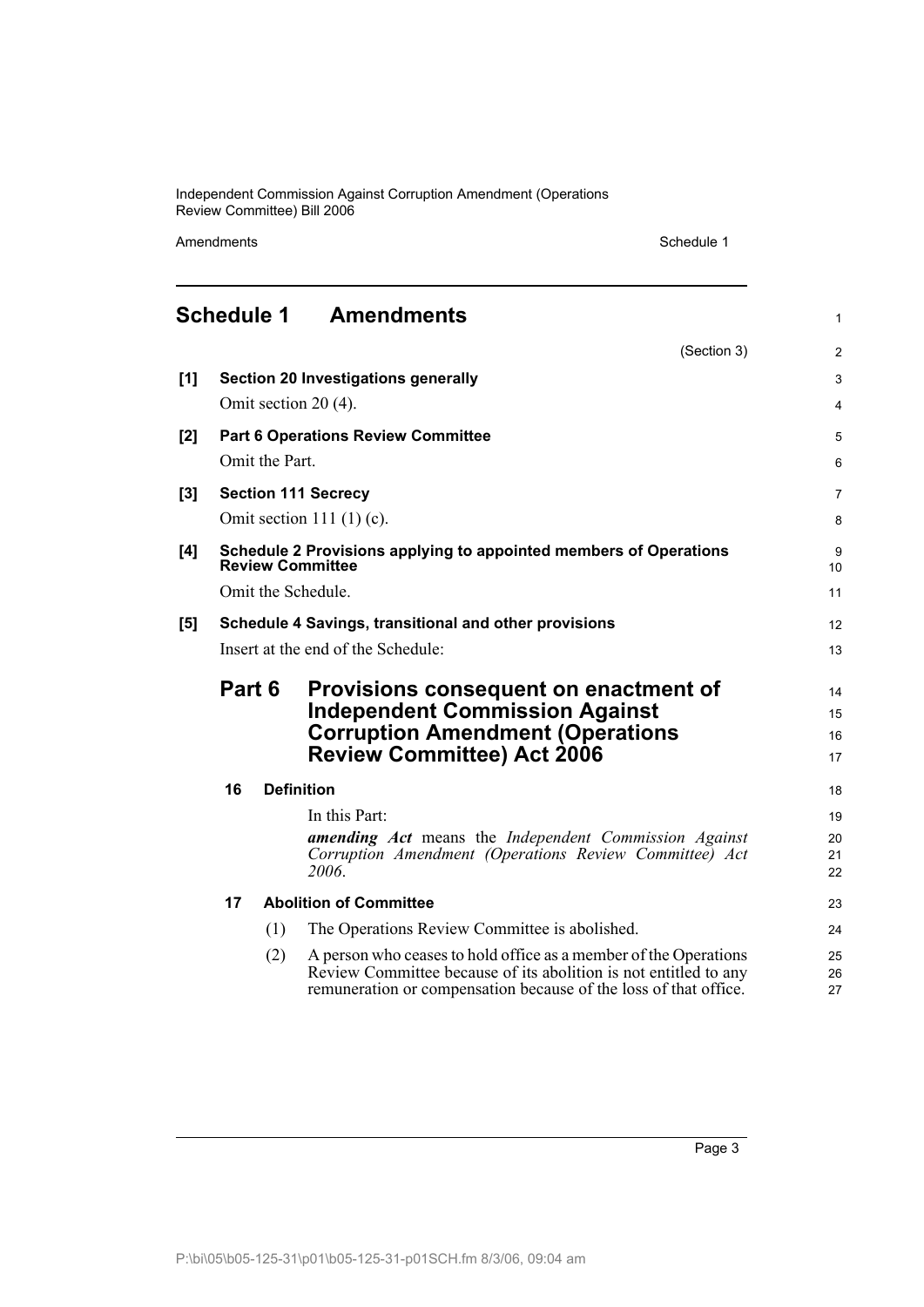## Schedule 1 Amendments

(Section 3)

**[1] Section 20 Investigations generally**

Omit section 20 (4).

**[2] Part 6 Operations Review Committee**

Omit the Part.

**[3] Section 111 Secrecy**

Omit section 111 (1) (c).

**[4] Schedule 2 Provisions applying to appointed members of Operations Review Committee**

Omit the Schedule.

**[5] Schedule 4 Savings, transitional and other provisions**

Insert at the end of the Schedule:

### Part 6 Provisions consequent on enactment of Independent Commission Against Corruption Amendment (Operations Review Committee) Act 2006

**16 Definition**

In this Part:

***amending Act*** means the *Independent Commission Against Corruption Amendment (Operations Review Committee) Act 2006*.

**17 Abolition of Committee**

(1) The Operations Review Committee is abolished.

(2) A person who ceases to hold office as a member of the Operations Review Committee because of its abolition is not entitled to any remuneration or compensation because of the loss of that office.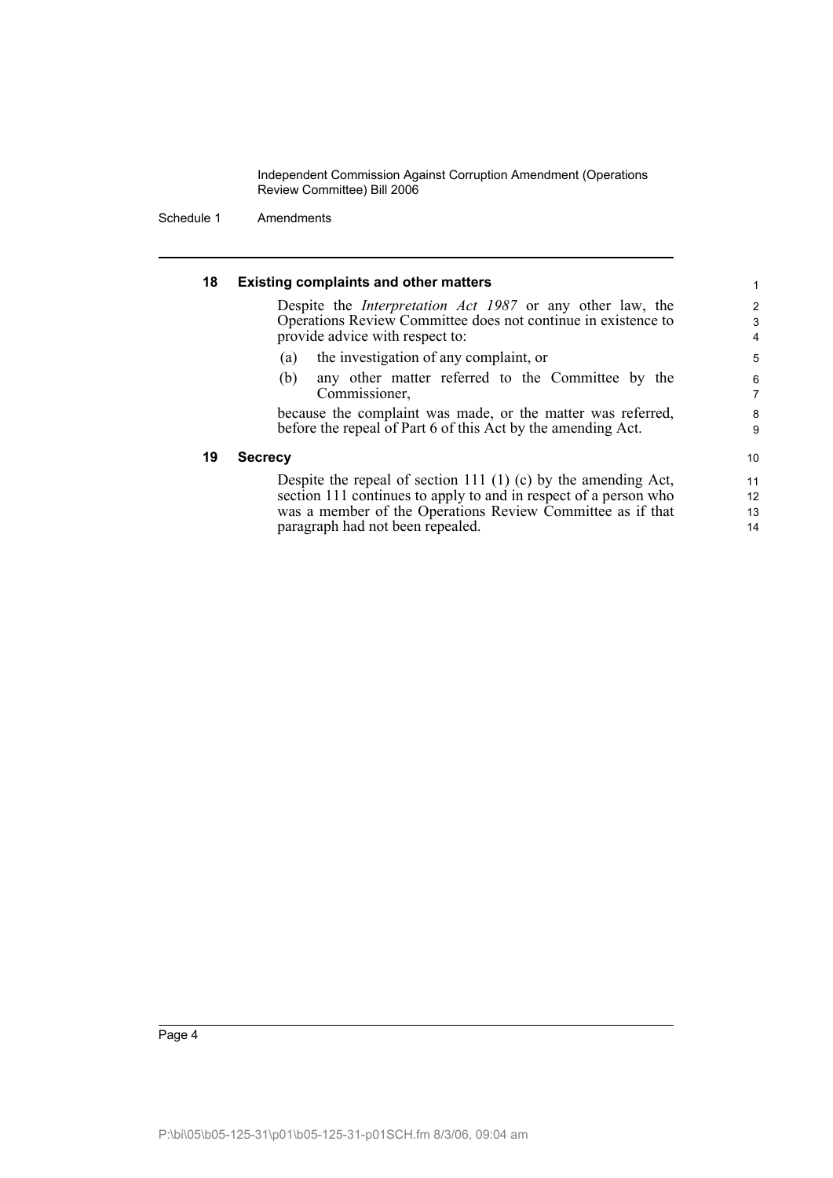### 18 Existing complaints and other matters

Despite the *Interpretation Act 1987* or any other law, the Operations Review Committee does not continue in existence to provide advice with respect to:

(a) the investigation of any complaint, or

(b) any other matter referred to the Committee by the Commissioner,

because the complaint was made, or the matter was referred, before the repeal of Part 6 of this Act by the amending Act.

### 19 Secrecy

Despite the repeal of section 111 (1) (c) by the amending Act, section 111 continues to apply to and in respect of a person who was a member of the Operations Review Committee as if that paragraph had not been repealed.